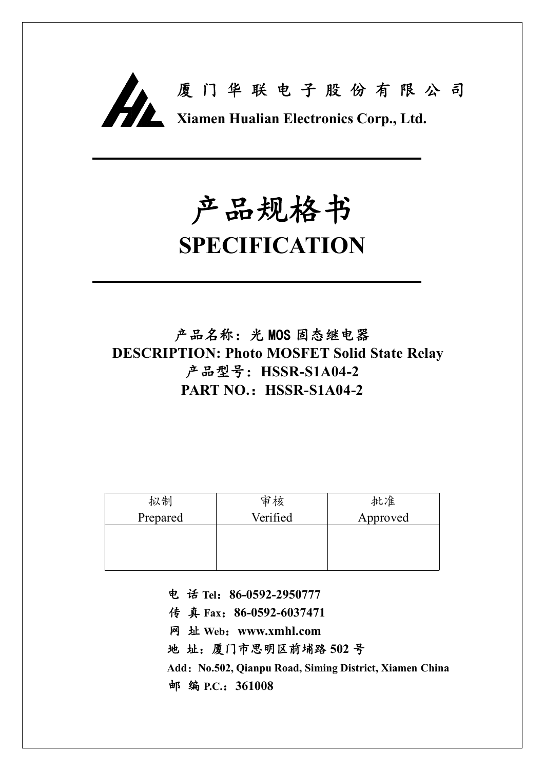厦 门 华 联 电 子 股 份 有 限 公 司

**Xiamen Hualian Electronics Corp., Ltd.**

# 产品规格书

# SPECIFICATION

**产品名称：光 MOS 固态继电器**

**DESCRIPTION: Photo MOSFET Solid State Relay**

**产品型号：HSSR-S1A04-2**

**PART NO.：HSSR-S1A04-2**

| 拟制 Prepared | 审核 Verified | 批准 Approved |
| --- | --- | --- |
| | | |

**电 话 Tel：86-0592-2950777**

**传 真 Fax：86-0592-6037471**

**网 址 Web：www.xmhl.com**

**地 址：厦门市思明区前埔路 502 号**

**Add：No.502, Qianpu Road, Siming District, Xiamen China**

**邮 编 P.C.：361008**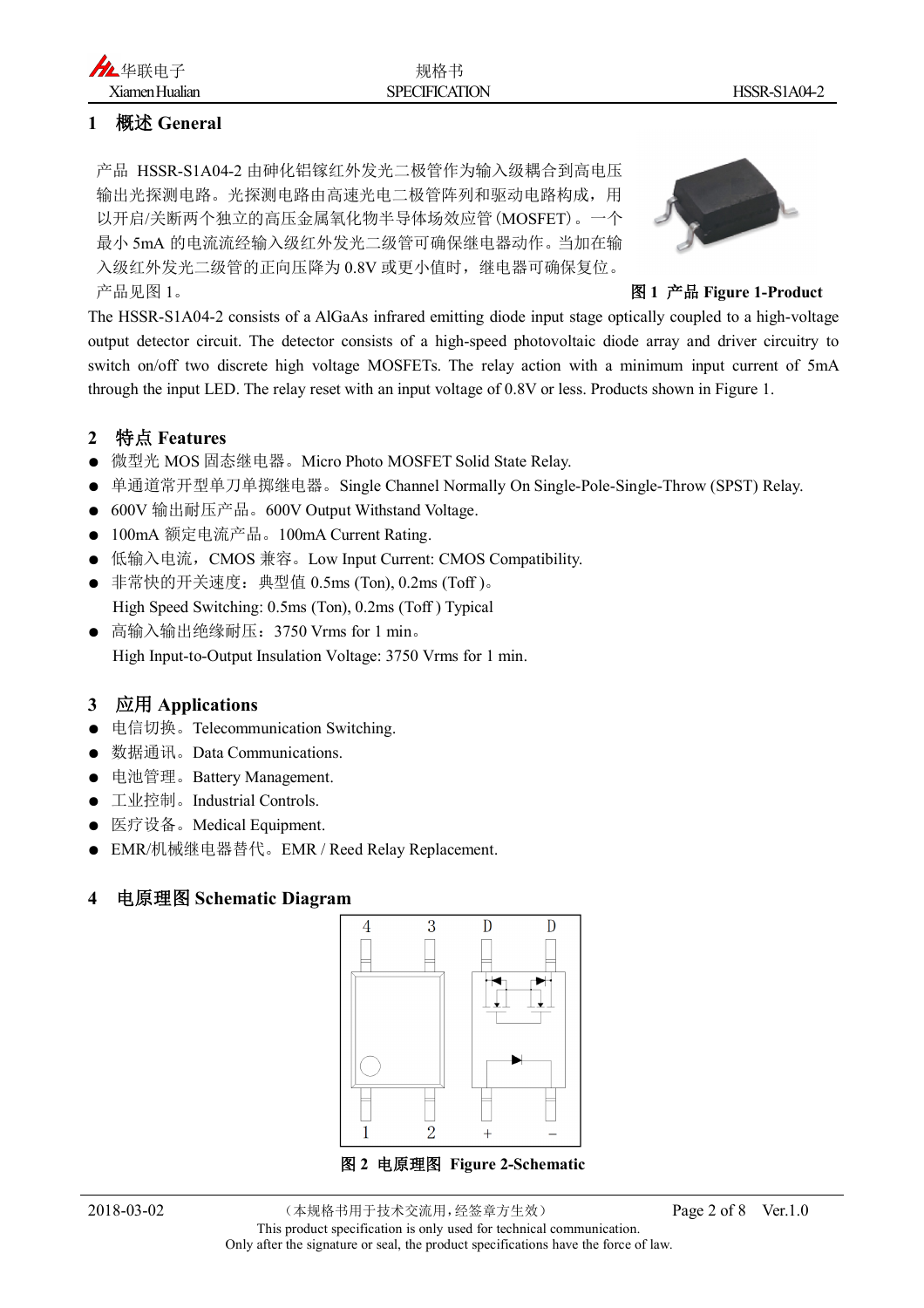# 1 概述 General

产品 HSSR-S1A04-2 由砷化铝镓红外发光二极管作为输入级耦合到高电压输出光探测电路。光探测电路由高速光电二极管阵列和驱动电路构成，用以开启/关断两个独立的高压金属氧化物半导体场效应管（MOSFET）。一个最小 5mA 的电流流经输入级红外发光二级管可确保继电器动作。当加在输入级红外发光二级管的正向压降为 0.8V 或更小值时，继电器可确保复位。产品见图 1。

图 1 产品 Figure 1-Product

The HSSR-S1A04-2 consists of a AlGaAs infrared emitting diode input stage optically coupled to a high-voltage output detector circuit. The detector consists of a high-speed photovoltaic diode array and driver circuitry to switch on/off two discrete high voltage MOSFETs. The relay action with a minimum input current of 5mA through the input LED. The relay reset with an input voltage of 0.8V or less. Products shown in Figure 1.

# 2 特点 Features

- 微型光 MOS 固态继电器。Micro Photo MOSFET Solid State Relay.
- 单通道常开型单刀单掷继电器。Single Channel Normally On Single-Pole-Single-Throw (SPST) Relay.
- 600V 输出耐压产品。600V Output Withstand Voltage.
- 100mA 额定电流产品。100mA Current Rating.
- 低输入电流，CMOS 兼容。Low Input Current: CMOS Compatibility.
- 非常快的开关速度：典型值 0.5ms (Ton), 0.2ms (Toff )。
  High Speed Switching: 0.5ms (Ton), 0.2ms (Toff ) Typical
- 高输入输出绝缘耐压：3750 Vrms for 1 min。
  High Input-to-Output Insulation Voltage: 3750 Vrms for 1 min.

# 3 应用 Applications

- 电信切换。Telecommunication Switching.
- 数据通讯。Data Communications.
- 电池管理。Battery Management.
- 工业控制。Industrial Controls.
- 医疗设备。Medical Equipment.
- EMR/机械继电器替代。EMR / Reed Relay Replacement.

# 4 电原理图 Schematic Diagram

图 2 电原理图 Figure 2-Schematic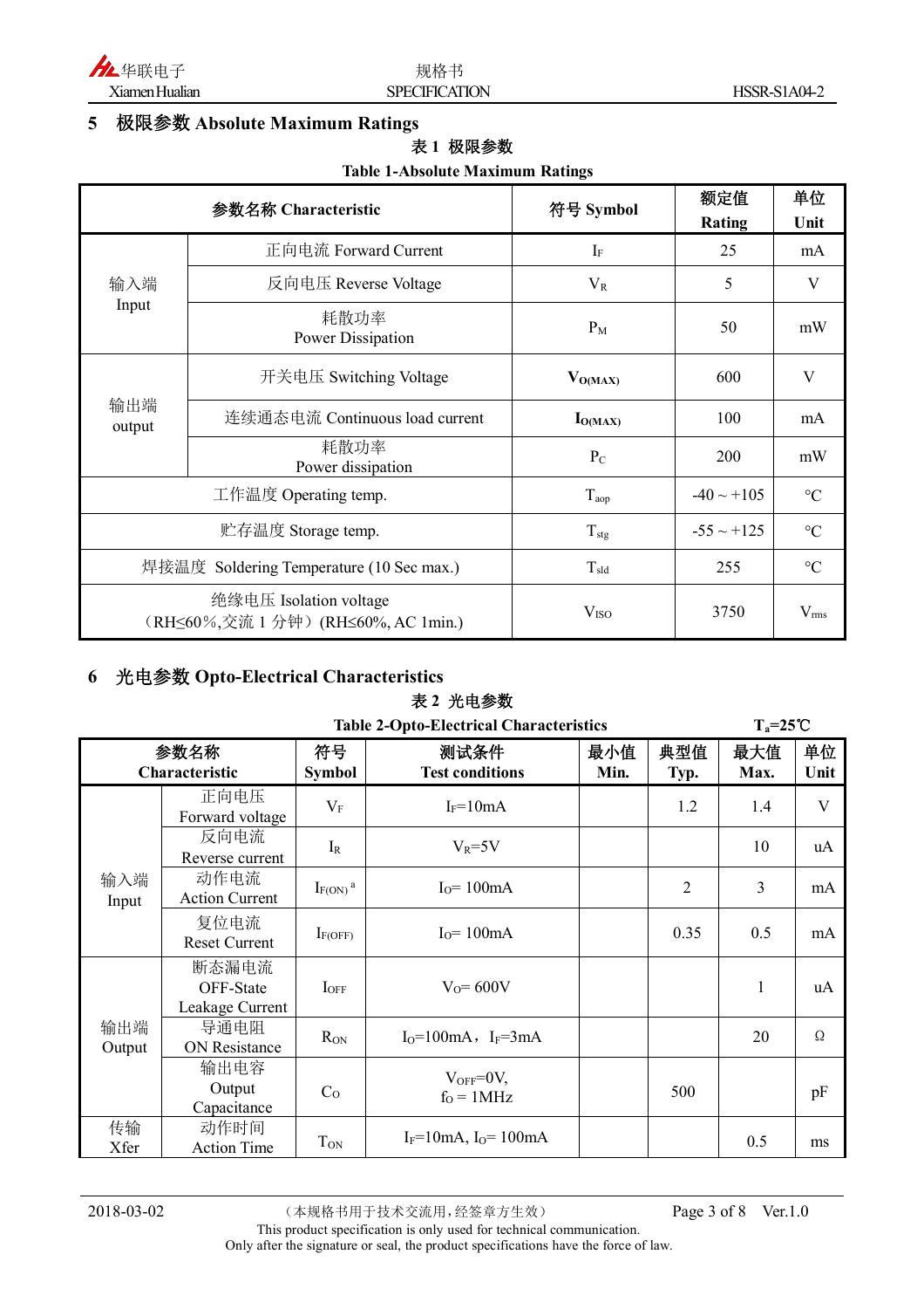## 5 极限参数 Absolute Maximum Ratings

**表 1 极限参数**

**Table 1-Absolute Maximum Ratings**

| 参数名称 Characteristic | | 符号 Symbol | 额定值 Rating | 单位 Unit |
|---|---|---|---|---|
| 输入端 Input | 正向电流 Forward Current | $I_F$ | 25 | mA |
| | 反向电压 Reverse Voltage | $V_R$ | 5 | V |
| | 耗散功率 Power Dissipation | $P_M$ | 50 | mW |
| 输出端 output | 开关电压 Switching Voltage | $V_{O(MAX)}$ | 600 | V |
| | 连续通态电流 Continuous load current | $I_{O(MAX)}$ | 100 | mA |
| | 耗散功率 Power dissipation | $P_C$ | 200 | mW |
| 工作温度 Operating temp. | | $T_{aop}$ | -40 ~ +105 | °C |
| 贮存温度 Storage temp. | | $T_{stg}$ | -55 ~ +125 | °C |
| 焊接温度 Soldering Temperature (10 Sec max.) | | $T_{sld}$ | 255 | °C |
| 绝缘电压 Isolation voltage （RH≤60%,交流 1 分钟）(RH≤60%, AC 1min.) | | $V_{ISO}$ | 3750 | $V_{rms}$ |

## 6 光电参数 Opto-Electrical Characteristics

**表 2 光电参数**

**Table 2-Opto-Electrical Characteristics** $T_a$=25℃

| 参数名称 Characteristic | | 符号 Symbol | 测试条件 Test conditions | 最小值 Min. | 典型值 Typ. | 最大值 Max. | 单位 Unit |
|---|---|---|---|---|---|---|---|
| 输入端 Input | 正向电压 Forward voltage | $V_F$ | $I_F$=10mA | | 1.2 | 1.4 | V |
| | 反向电流 Reverse current | $I_R$ | $V_R$=5V | | | 10 | uA |
| | 动作电流 Action Current | $I_{F(ON)}$ [a] | $I_O$= 100mA | | 2 | 3 | mA |
| | 复位电流 Reset Current | $I_{F(OFF)}$ | $I_O$= 100mA | | 0.35 | 0.5 | mA |
| 输出端 Output | 断态漏电流 OFF-State Leakage Current | $I_{OFF}$ | $V_O$= 600V | | | 1 | uA |
| | 导通电阻 ON Resistance | $R_{ON}$ | $I_O$=100mA，$I_F$=3mA | | | 20 | Ω |
| | 输出电容 Output Capacitance | $C_O$ | $V_{OFF}$=0V, $f_O$ = 1MHz | | 500 | | pF |
| 传输 Xfer | 动作时间 Action Time | $T_{ON}$ | $I_F$=10mA, $I_O$= 100mA | | | 0.5 | ms |

2018-03-02 （本规格书用于技术交流用，经签章方生效） Ver.1.0

This product specification is only used for technical communication.
Only after the signature or seal, the product specifications have the force of law.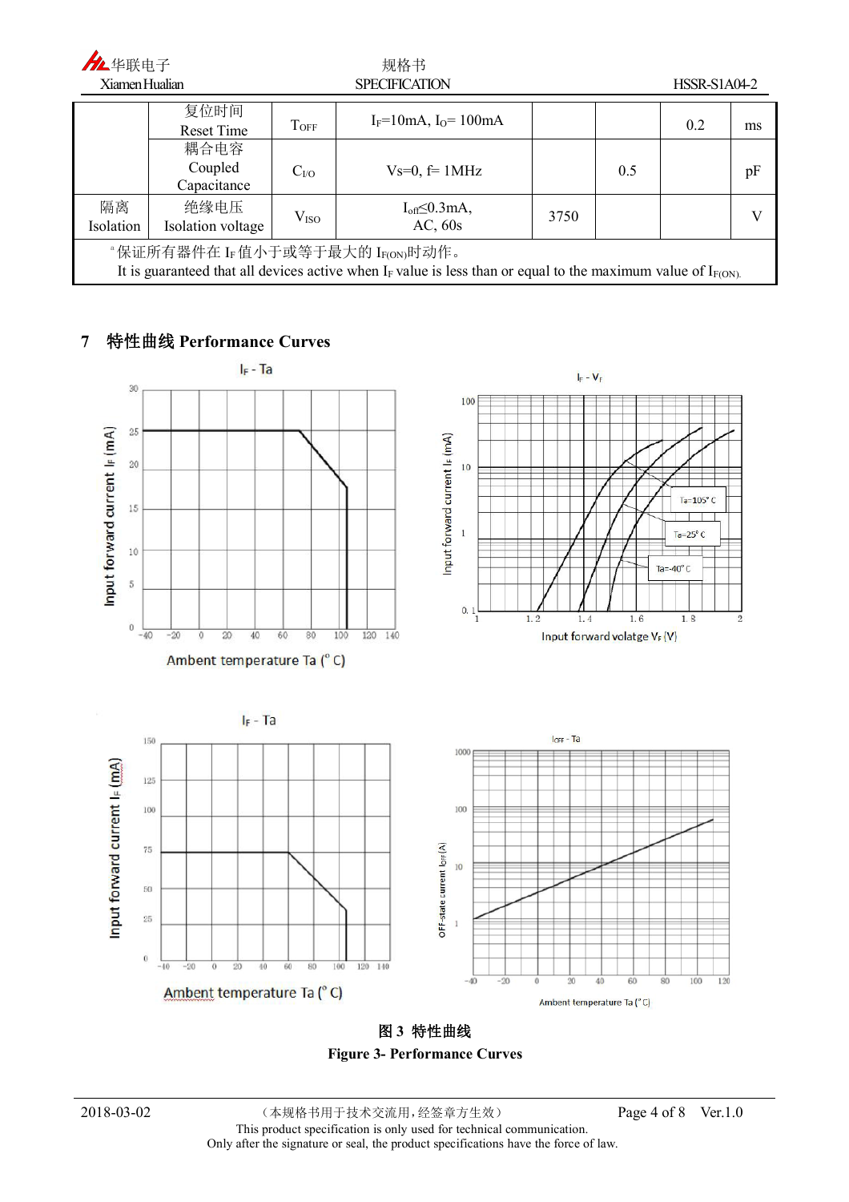| | | | | | | | |
|---|---|---|---|---|---|---|---|
| | 复位时间 Reset Time | $T_{OFF}$ | $I_F$=10mA, $I_O$= 100mA | | | 0.2 | ms |
| | 耦合电容 Coupled Capacitance | $C_{I/O}$ | Vs=0, f= 1MHz | | 0.5 | | pF |
| 隔离 Isolation | 绝缘电压 Isolation voltage | $V_{ISO}$ | $I_{off}$≤0.3mA, AC, 60s | 3750 | | | V |

[a] 保证所有器件在 $I_F$ 值小于或等于最大的 $I_{F(ON)}$时动作。
It is guaranteed that all devices active when $I_F$ value is less than or equal to the maximum value of $I_{F(ON)}$.

## 7 特性曲线 Performance Curves

图 3 特性曲线

**Figure 3- Performance Curves**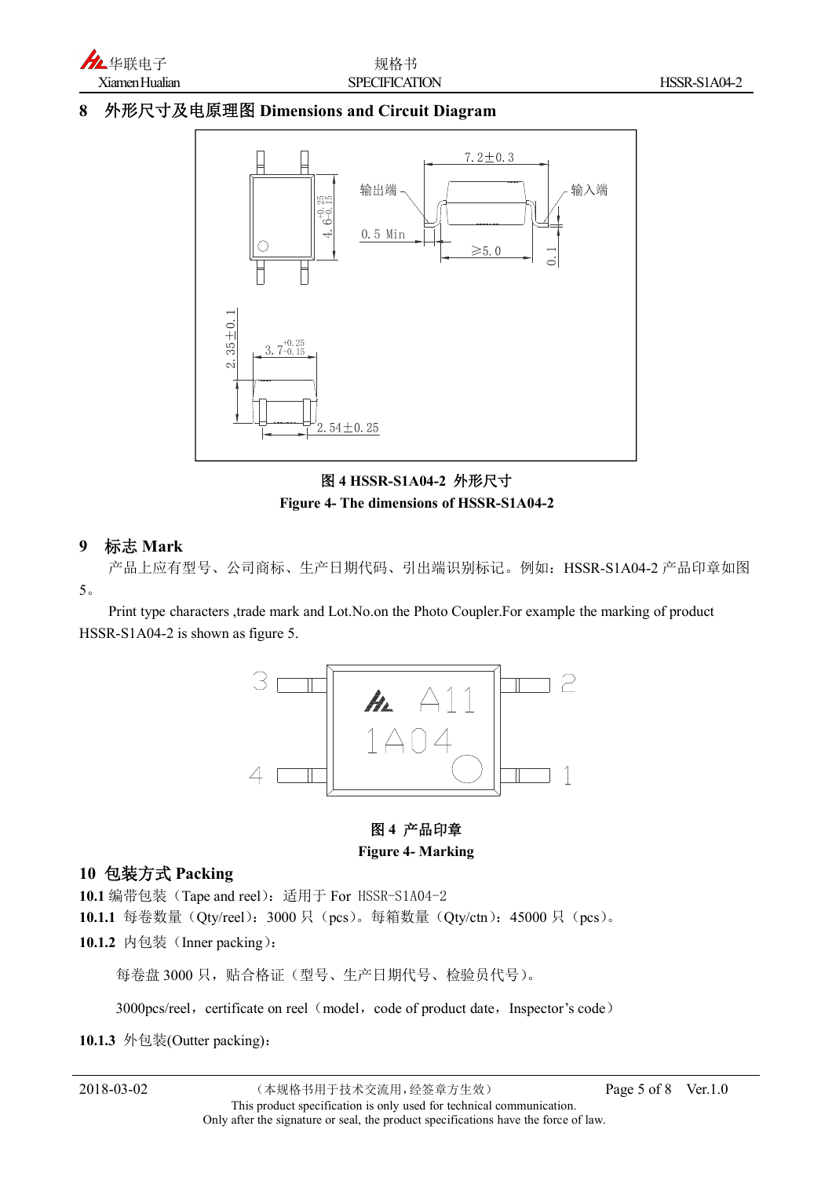## 8 外形尺寸及电原理图 Dimensions and Circuit Diagram

图 4 HSSR-S1A04-2 外形尺寸

Figure 4- The dimensions of HSSR-S1A04-2

## 9 标志 Mark

产品上应有型号、公司商标、生产日期代码、引出端识别标记。例如：HSSR-S1A04-2 产品印章如图 5。

Print type characters ,trade mark and Lot.No.on the Photo Coupler.For example the marking of product HSSR-S1A04-2 is shown as figure 5.

图 4 产品印章

Figure 4- Marking

## 10 包装方式 Packing

**10.1** 编带包装（Tape and reel）：适用于 For HSSR-S1A04-2

**10.1.1** 每卷数量（Qty/reel）：3000 只（pcs）。每箱数量（Qty/ctn）：45000 只（pcs）。

**10.1.2** 内包装（Inner packing）：

每卷盘 3000 只，贴合格证（型号、生产日期代号、检验员代号）。

3000pcs/reel，certificate on reel（model，code of product date，Inspector’s code）

**10.1.3** 外包装(Outter packing)：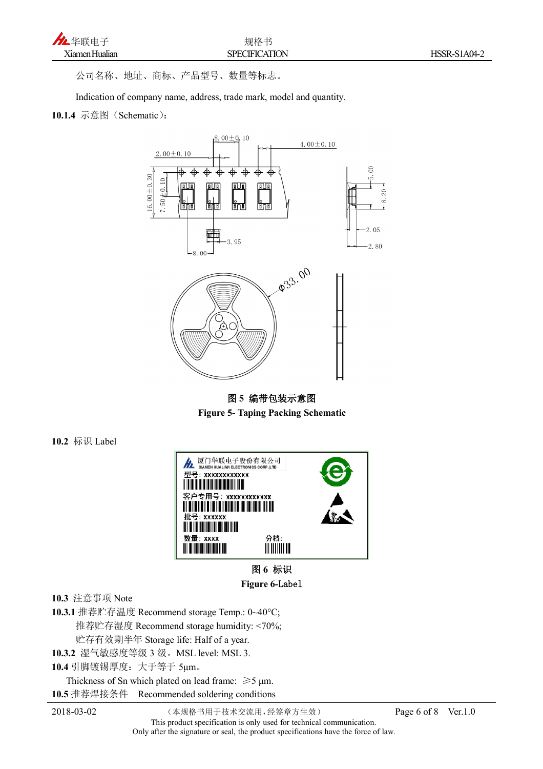公司名称、地址、商标、产品型号、数量等标志。

Indication of company name, address, trade mark, model and quantity.

**10.1.4** 示意图（Schematic）：

**图 5 编带包装示意图**

**Figure 5- Taping Packing Schematic**

**10.2** 标识 Label

**图 6 标识**

**Figure 6-Label**

**10.3** 注意事项 Note

**10.3.1** 推荐贮存温度 Recommend storage Temp.: 0~40°C;

推荐贮存湿度 Recommend storage humidity: <70%;

贮存有效期半年 Storage life: Half of a year.

**10.3.2** 湿气敏感度等级 3 级。MSL level: MSL 3.

**10.4** 引脚镀锡厚度：大于等于 5μm。

Thickness of Sn which plated on lead frame: ≥5 μm.

**10.5** 推荐焊接条件 Recommended soldering conditions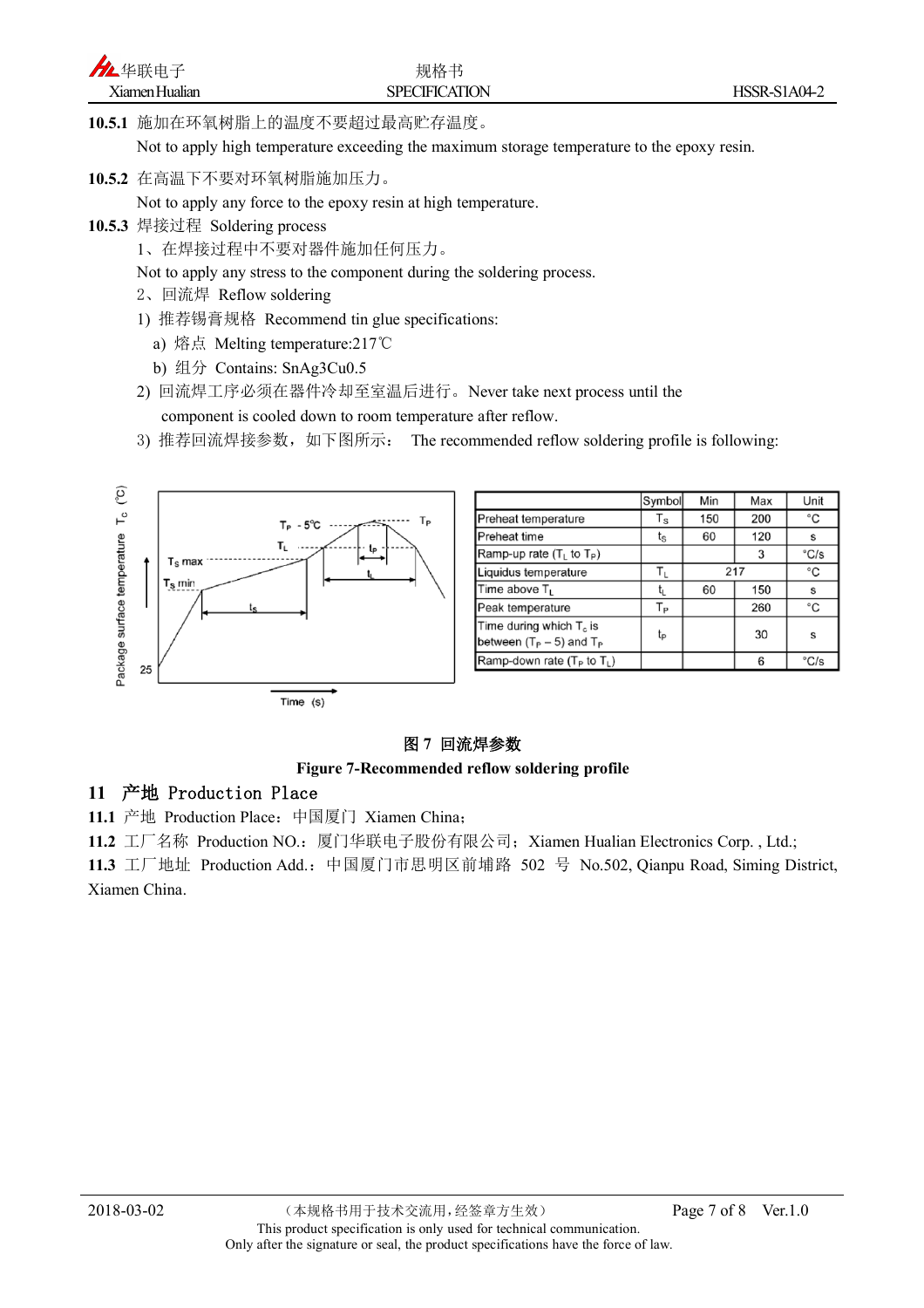**10.5.1** 施加在环氧树脂上的温度不要超过最高贮存温度。

Not to apply high temperature exceeding the maximum storage temperature to the epoxy resin.

**10.5.2** 在高温下不要对环氧树脂施加压力。

Not to apply any force to the epoxy resin at high temperature.

**10.5.3** 焊接过程 Soldering process

1、在焊接过程中不要对器件施加任何压力。

Not to apply any stress to the component during the soldering process.

2、回流焊 Reflow soldering

1) 推荐锡膏规格 Recommend tin glue specifications:

a) 熔点 Melting temperature:217℃

b) 组分 Contains: SnAg3Cu0.5

2) 回流焊工序必须在器件冷却至室温后进行。Never take next process until the component is cooled down to room temperature after reflow.

3) 推荐回流焊接参数，如下图所示： The recommended reflow soldering profile is following:

| | Symbol | Min | Max | Unit |
|---|---|---|---|---|
| Preheat temperature | $T_S$ | 150 | 200 | °C |
| Preheat time | $t_S$ | 60 | 120 | s |
| Ramp-up rate ($T_L$ to $T_P$) | | | 3 | °C/s |
| Liquidus temperature | $T_L$ | 217 | | °C |
| Time above $T_L$ | $t_L$ | 60 | 150 | s |
| Peak temperature | $T_P$ | | 260 | °C |
| Time during which $T_c$ is between ($T_P$ – 5) and $T_P$ | $t_P$ | | 30 | s |
| Ramp-down rate ($T_P$ to $T_L$) | | | 6 | °C/s |

**图 7 回流焊参数**

**Figure 7-Recommended reflow soldering profile**

## 11 产地 Production Place

**11.1** 产地 Production Place：中国厦门 Xiamen China；

**11.2** 工厂名称 Production NO.：厦门华联电子股份有限公司；Xiamen Hualian Electronics Corp. , Ltd.;

**11.3** 工厂地址 Production Add.：中国厦门市思明区前埔路 502 号 No.502, Qianpu Road, Siming District, Xiamen China.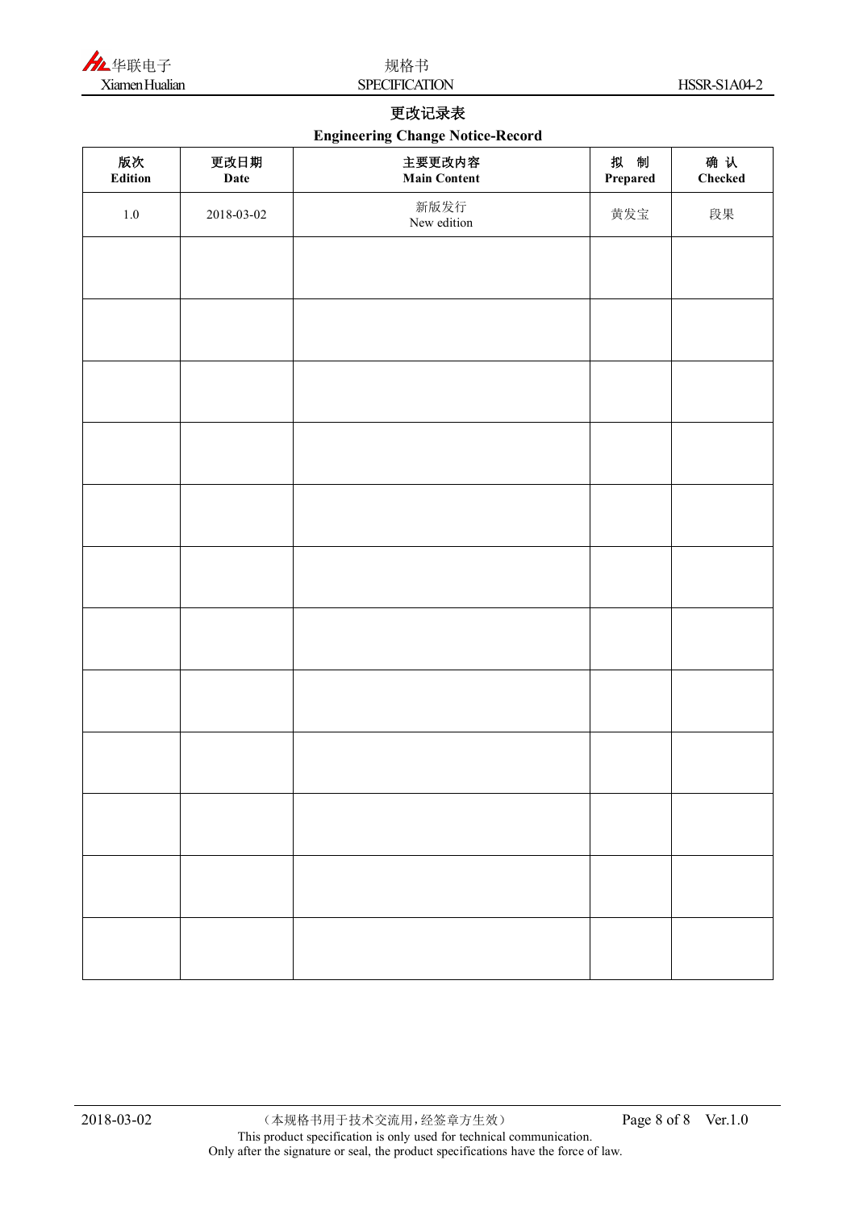## 更改记录表

**Engineering Change Notice-Record**

| 版次<br>Edition | 更改日期<br>Date | 主要更改内容<br>Main Content | 拟 制<br>Prepared | 确 认<br>Checked |
|---|---|---|---|---|
| 1.0 | 2018-03-02 | 新版发行<br>New edition | 黄发宝 | 段果 |
| | | | | |
| | | | | |
| | | | | |
| | | | | |
| | | | | |
| | | | | |
| | | | | |
| | | | | |
| | | | | |
| | | | | |
| | | | | |
| | | | | |

（本规格书用于技术交流用，经签章方生效）
This product specification is only used for technical communication.
Only after the signature or seal, the product specifications have the force of law.